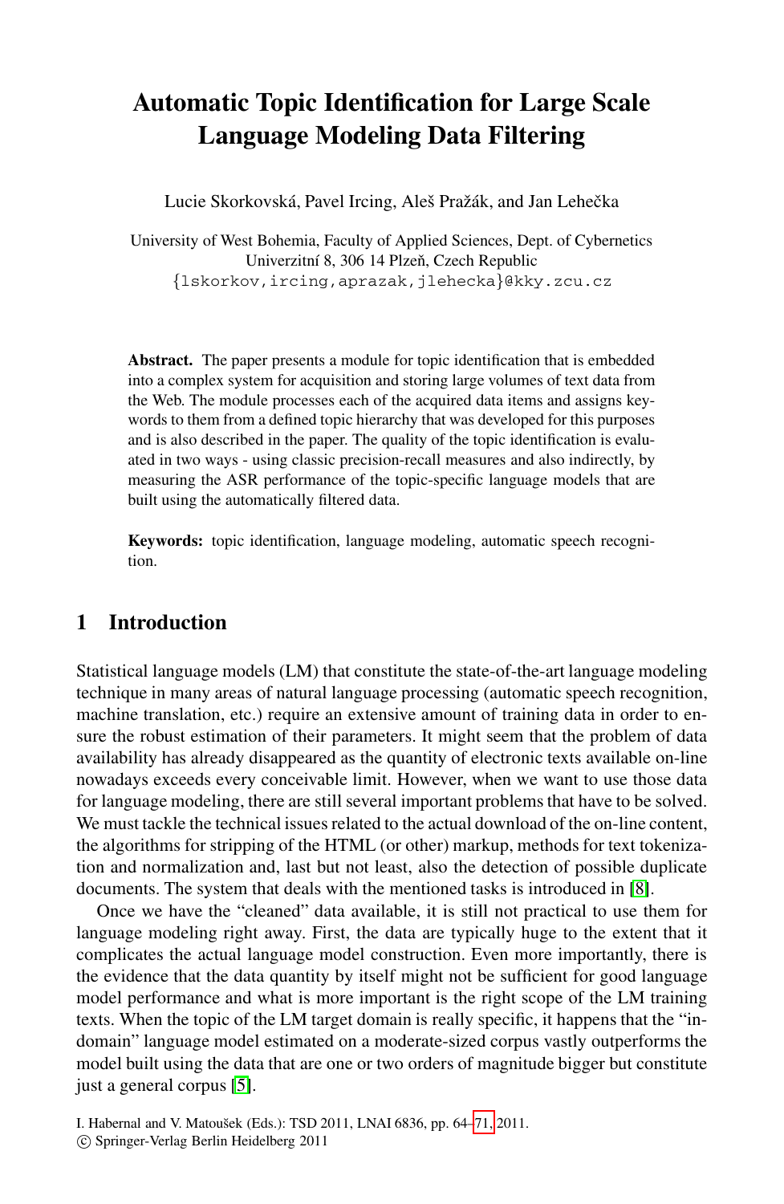# Automatic Topic Identification for Large Scale Language Modeling Data Filtering

Lucie Skorkovská, Pavel Ircing, Aleš Pražák, and Jan Lehečka

University of West Bohemia, Faculty of Applied Sciences, Dept. of Cybernetics
Univerzitní 8, 306 14 Plzeň, Czech Republic
{lskorkov,ircing,aprazak,jlehecka}@kky.zcu.cz

**Abstract.** The paper presents a module for topic identification that is embedded into a complex system for acquisition and storing large volumes of text data from the Web. The module processes each of the acquired data items and assigns keywords to them from a defined topic hierarchy that was developed for this purposes and is also described in the paper. The quality of the topic identification is evaluated in two ways - using classic precision-recall measures and also indirectly, by measuring the ASR performance of the topic-specific language models that are built using the automatically filtered data.

**Keywords:** topic identification, language modeling, automatic speech recognition.

## 1 Introduction

Statistical language models (LM) that constitute the state-of-the-art language modeling technique in many areas of natural language processing (automatic speech recognition, machine translation, etc.) require an extensive amount of training data in order to ensure the robust estimation of their parameters. It might seem that the problem of data availability has already disappeared as the quantity of electronic texts available on-line nowadays exceeds every conceivable limit. However, when we want to use those data for language modeling, there are still several important problems that have to be solved. We must tackle the technical issues related to the actual download of the on-line content, the algorithms for stripping of the HTML (or other) markup, methods for text tokenization and normalization and, last but not least, also the detection of possible duplicate documents. The system that deals with the mentioned tasks is introduced in [8].

Once we have the "cleaned" data available, it is still not practical to use them for language modeling right away. First, the data are typically huge to the extent that it complicates the actual language model construction. Even more importantly, there is the evidence that the data quantity by itself might not be sufficient for good language model performance and what is more important is the right scope of the LM training texts. When the topic of the LM target domain is really specific, it happens that the "in-domain" language model estimated on a moderate-sized corpus vastly outperforms the model built using the data that are one or two orders of magnitude bigger but constitute just a general corpus [5].

I. Habernal and V. Matoušek (Eds.): TSD 2011, LNAI 6836, pp. 64–71, 2011.
© Springer-Verlag Berlin Heidelberg 2011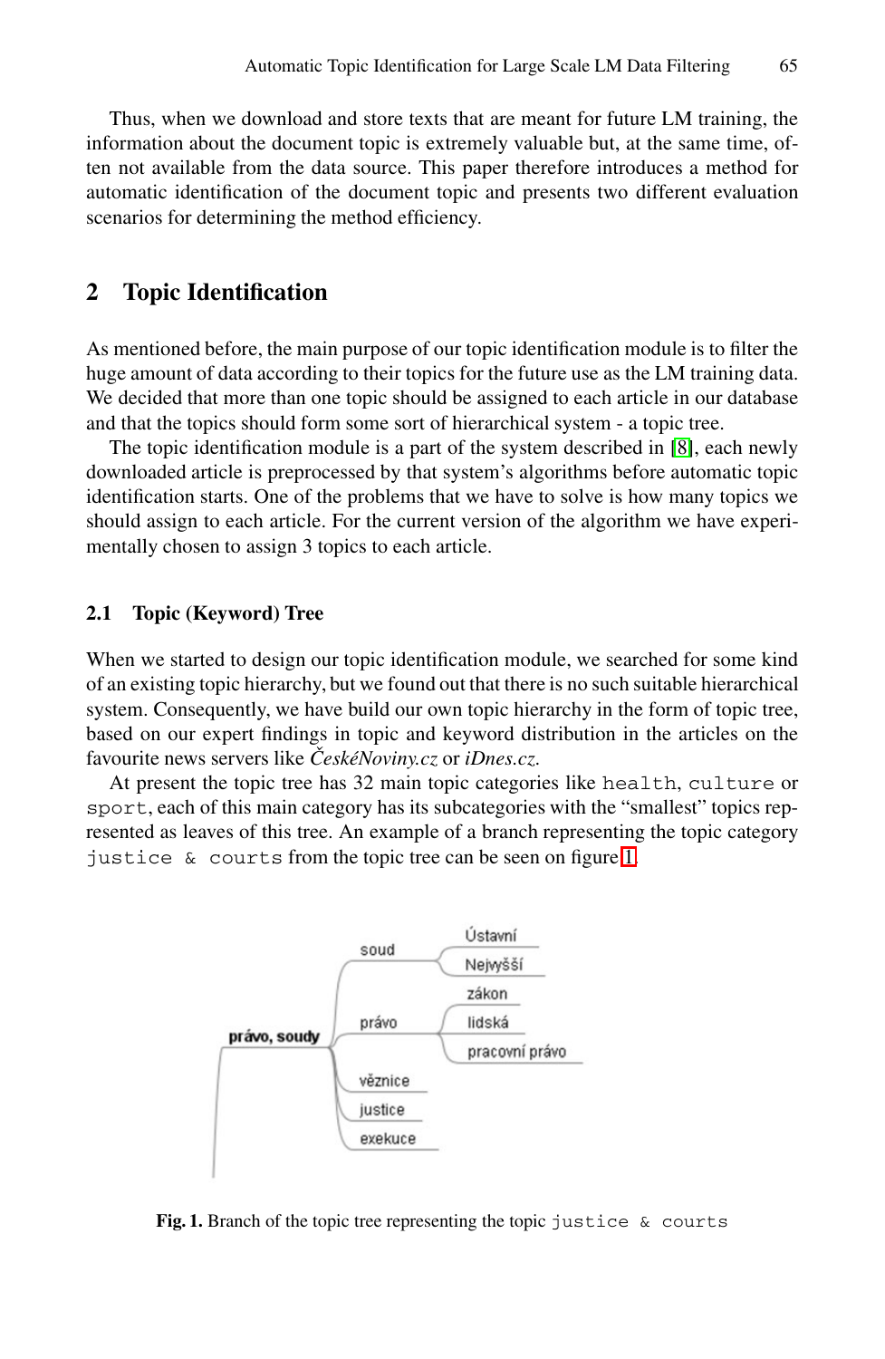Thus, when we download and store texts that are meant for future LM training, the information about the document topic is extremely valuable but, at the same time, often not available from the data source. This paper therefore introduces a method for automatic identification of the document topic and presents two different evaluation scenarios for determining the method efficiency.

## 2 Topic Identification

As mentioned before, the main purpose of our topic identification module is to filter the huge amount of data according to their topics for the future use as the LM training data. We decided that more than one topic should be assigned to each article in our database and that the topics should form some sort of hierarchical system - a topic tree.

The topic identification module is a part of the system described in [8], each newly downloaded article is preprocessed by that system's algorithms before automatic topic identification starts. One of the problems that we have to solve is how many topics we should assign to each article. For the current version of the algorithm we have experimentally chosen to assign 3 topics to each article.

### 2.1 Topic (Keyword) Tree

When we started to design our topic identification module, we searched for some kind of an existing topic hierarchy, but we found out that there is no such suitable hierarchical system. Consequently, we have build our own topic hierarchy in the form of topic tree, based on our expert findings in topic and keyword distribution in the articles on the favourite news servers like *ČeskéNoviny.cz* or *iDnes.cz*.

At present the topic tree has 32 main topic categories like `health`, `culture` or `sport`, each of this main category has its subcategories with the "smallest" topics represented as leaves of this tree. An example of a branch representing the topic category `justice & courts` from the topic tree can be seen on figure 1.

**právo, soudy**
soud
Ústavní
Nejvyšší
právo
zákon
lidská
pracovní právo
věznice
justice
exekuce

**Fig. 1.** Branch of the topic tree representing the topic `justice & courts`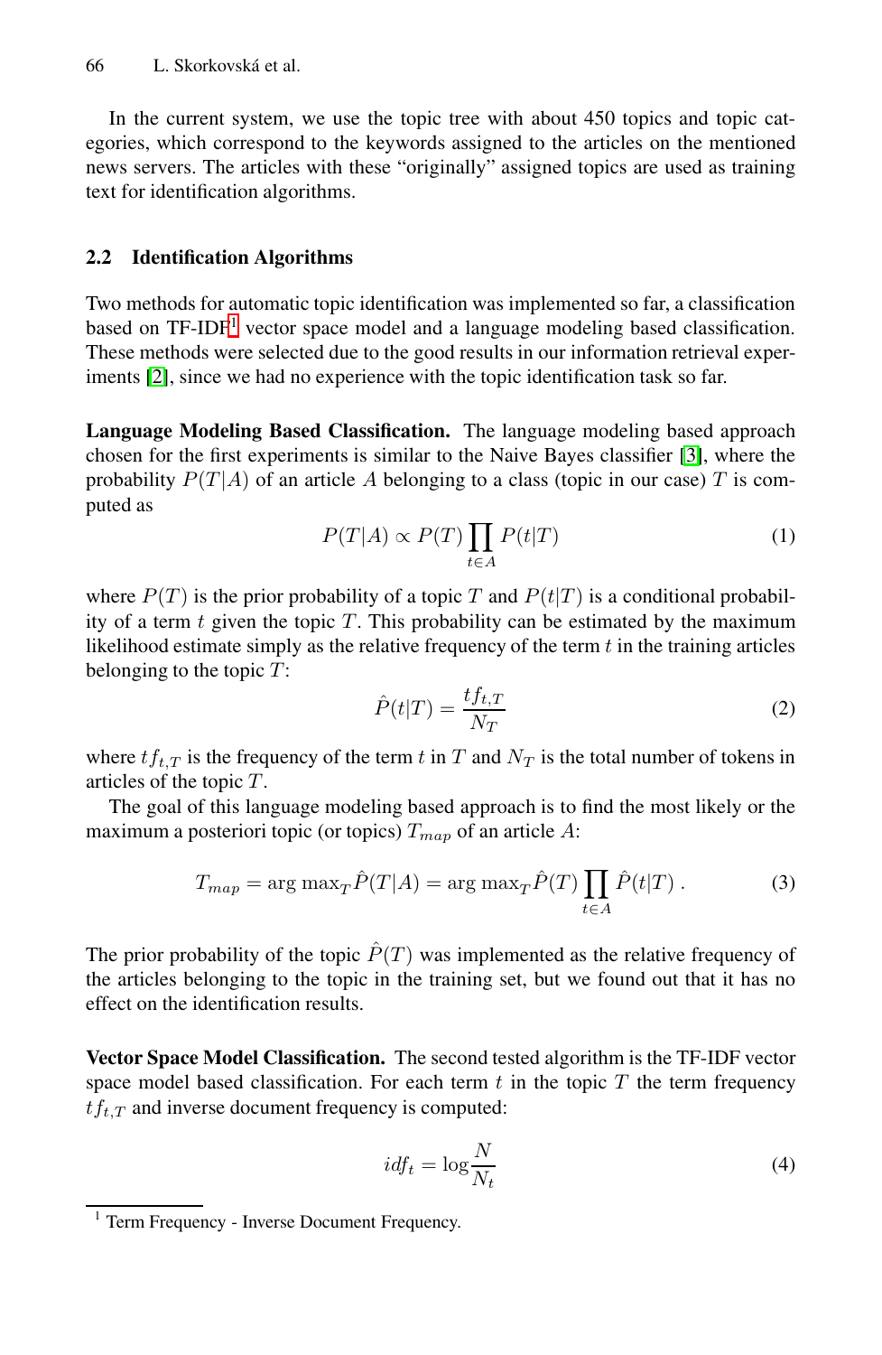In the current system, we use the topic tree with about 450 topics and topic categories, which correspond to the keywords assigned to the articles on the mentioned news servers. The articles with these "originally" assigned topics are used as training text for identification algorithms.

### 2.2 Identification Algorithms

Two methods for automatic topic identification was implemented so far, a classification based on TF-IDF[1] vector space model and a language modeling based classification. These methods were selected due to the good results in our information retrieval experiments [2], since we had no experience with the topic identification task so far.

**Language Modeling Based Classification.** The language modeling based approach chosen for the first experiments is similar to the Naive Bayes classifier [3], where the probability $P(T|A)$ of an article $A$ belonging to a class (topic in our case) $T$ is computed as

$$P(T|A) \propto P(T) \prod_{t \in A} P(t|T) \tag{1}$$

where $P(T)$ is the prior probability of a topic $T$ and $P(t|T)$ is a conditional probability of a term $t$ given the topic $T$. This probability can be estimated by the maximum likelihood estimate simply as the relative frequency of the term $t$ in the training articles belonging to the topic $T$:

$$\hat{P}(t|T) = \frac{tf_{t,T}}{N_T} \tag{2}$$

where $tf_{t,T}$ is the frequency of the term $t$ in $T$ and $N_T$ is the total number of tokens in articles of the topic $T$.

The goal of this language modeling based approach is to find the most likely or the maximum a posteriori topic (or topics) $T_{map}$ of an article $A$:

$$T_{map} = \arg\max_T \hat{P}(T|A) = \arg\max_T \hat{P}(T) \prod_{t \in A} \hat{P}(t|T) \; . \tag{3}$$

The prior probability of the topic $\hat{P}(T)$ was implemented as the relative frequency of the articles belonging to the topic in the training set, but we found out that it has no effect on the identification results.

**Vector Space Model Classification.** The second tested algorithm is the TF-IDF vector space model based classification. For each term $t$ in the topic $T$ the term frequency $tf_{t,T}$ and inverse document frequency is computed:

$$idf_t = \log \frac{N}{N_t} \tag{4}$$

[1] Term Frequency - Inverse Document Frequency.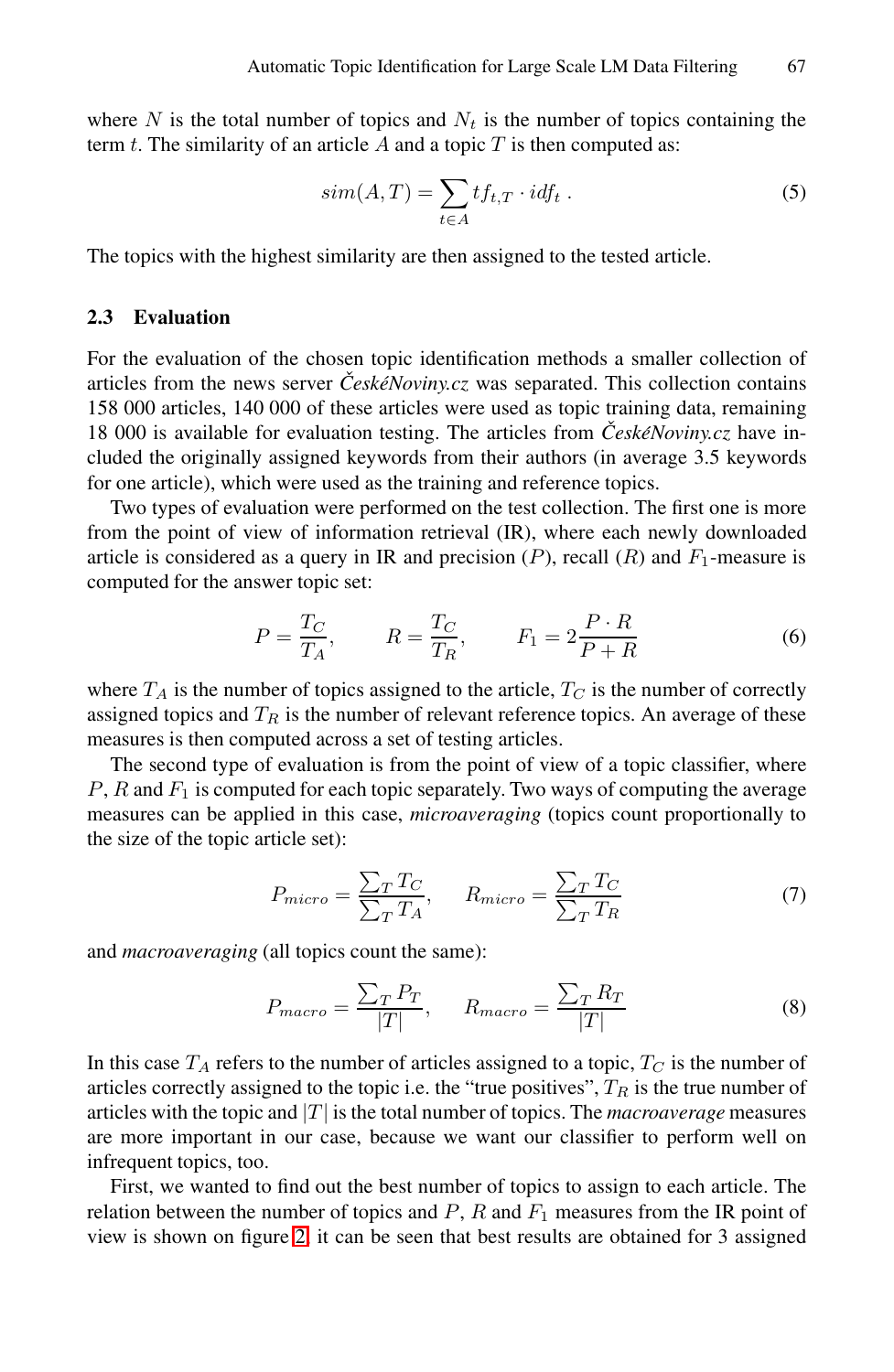where $N$ is the total number of topics and $N_t$ is the number of topics containing the term $t$. The similarity of an article $A$ and a topic $T$ is then computed as:

$$sim(A,T) = \sum_{t \in A} tf_{t,T} \cdot idf_t \ . \tag{5}$$

The topics with the highest similarity are then assigned to the tested article.

### 2.3 Evaluation

For the evaluation of the chosen topic identification methods a smaller collection of articles from the news server *ČeskéNoviny.cz* was separated. This collection contains 158 000 articles, 140 000 of these articles were used as topic training data, remaining 18 000 is available for evaluation testing. The articles from *ČeskéNoviny.cz* have included the originally assigned keywords from their authors (in average 3.5 keywords for one article), which were used as the training and reference topics.

Two types of evaluation were performed on the test collection. The first one is more from the point of view of information retrieval (IR), where each newly downloaded article is considered as a query in IR and precision ($P$), recall ($R$) and $F_1$-measure is computed for the answer topic set:

$$P = \frac{T_C}{T_A}, \qquad R = \frac{T_C}{T_R}, \qquad F_1 = 2\frac{P \cdot R}{P + R} \tag{6}$$

where $T_A$ is the number of topics assigned to the article, $T_C$ is the number of correctly assigned topics and $T_R$ is the number of relevant reference topics. An average of these measures is then computed across a set of testing articles.

The second type of evaluation is from the point of view of a topic classifier, where $P$, $R$ and $F_1$ is computed for each topic separately. Two ways of computing the average measures can be applied in this case, *microaveraging* (topics count proportionally to the size of the topic article set):

$$P_{micro} = \frac{\sum_T T_C}{\sum_T T_A}, \qquad R_{micro} = \frac{\sum_T T_C}{\sum_T T_R} \tag{7}$$

and *macroaveraging* (all topics count the same):

$$P_{macro} = \frac{\sum_T P_T}{|T|}, \qquad R_{macro} = \frac{\sum_T R_T}{|T|} \tag{8}$$

In this case $T_A$ refers to the number of articles assigned to a topic, $T_C$ is the number of articles correctly assigned to the topic i.e. the "true positives", $T_R$ is the true number of articles with the topic and $|T|$ is the total number of topics. The *macroaverage* measures are more important in our case, because we want our classifier to perform well on infrequent topics, too.

First, we wanted to find out the best number of topics to assign to each article. The relation between the number of topics and $P$, $R$ and $F_1$ measures from the IR point of view is shown on figure 2, it can be seen that best results are obtained for 3 assigned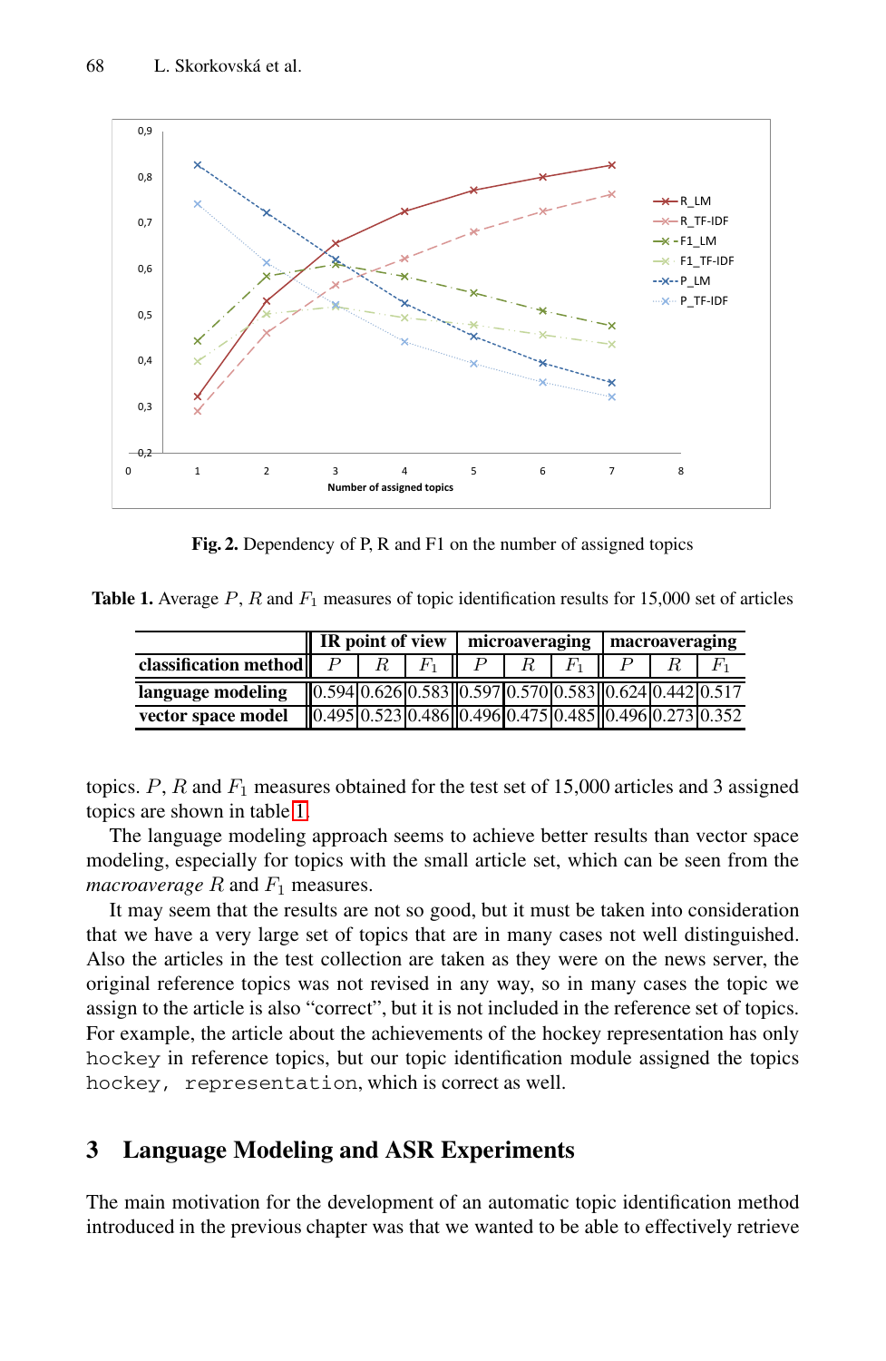Fig. 2. Dependency of P, R and F1 on the number of assigned topics

Table 1. Average $P$, $R$ and $F_1$ measures of topic identification results for 15,000 set of articles

| | IR point of view | | | microaveraging | | | macroaveraging | | |
|---|---|---|---|---|---|---|---|---|---|
| **classification method** | $P$ | $R$ | $F_1$ | $P$ | $R$ | $F_1$ | $P$ | $R$ | $F_1$ |
| **language modeling** | 0.594 | 0.626 | 0.583 | 0.597 | 0.570 | 0.583 | 0.624 | 0.442 | 0.517 |
| **vector space model** | 0.495 | 0.523 | 0.486 | 0.496 | 0.475 | 0.485 | 0.496 | 0.273 | 0.352 |

topics. $P$, $R$ and $F_1$ measures obtained for the test set of 15,000 articles and 3 assigned topics are shown in table 1.

The language modeling approach seems to achieve better results than vector space modeling, especially for topics with the small article set, which can be seen from the *macroaverage* $R$ and $F_1$ measures.

It may seem that the results are not so good, but it must be taken into consideration that we have a very large set of topics that are in many cases not well distinguished. Also the articles in the test collection are taken as they were on the news server, the original reference topics was not revised in any way, so in many cases the topic we assign to the article is also "correct", but it is not included in the reference set of topics. For example, the article about the achievements of the hockey representation has only `hockey` in reference topics, but our topic identification module assigned the topics `hockey, representation`, which is correct as well.

## 3 Language Modeling and ASR Experiments

The main motivation for the development of an automatic topic identification method introduced in the previous chapter was that we wanted to be able to effectively retrieve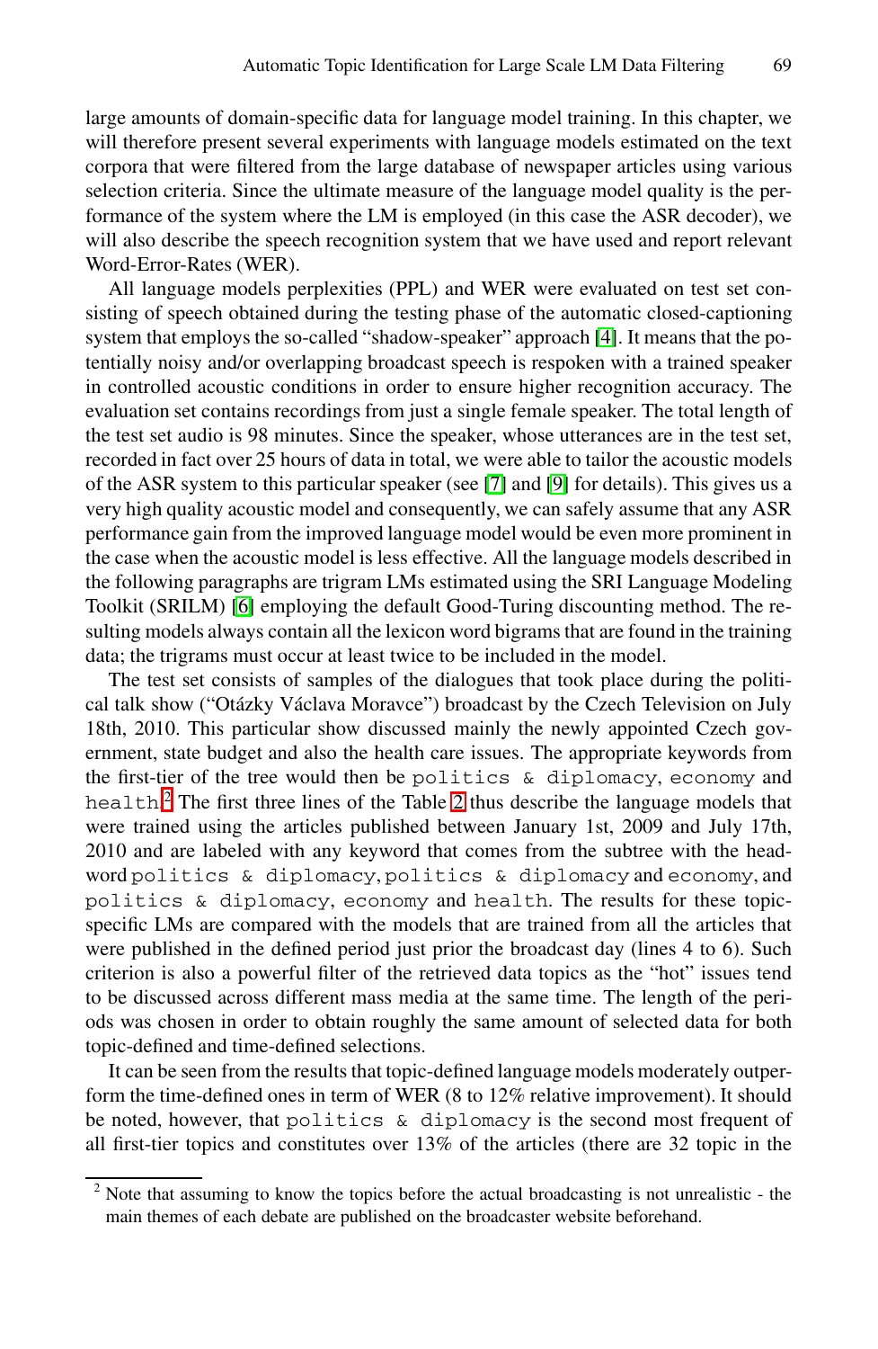large amounts of domain-specific data for language model training. In this chapter, we will therefore present several experiments with language models estimated on the text corpora that were filtered from the large database of newspaper articles using various selection criteria. Since the ultimate measure of the language model quality is the performance of the system where the LM is employed (in this case the ASR decoder), we will also describe the speech recognition system that we have used and report relevant Word-Error-Rates (WER).

All language models perplexities (PPL) and WER were evaluated on test set consisting of speech obtained during the testing phase of the automatic closed-captioning system that employs the so-called "shadow-speaker" approach [4]. It means that the potentially noisy and/or overlapping broadcast speech is respoken with a trained speaker in controlled acoustic conditions in order to ensure higher recognition accuracy. The evaluation set contains recordings from just a single female speaker. The total length of the test set audio is 98 minutes. Since the speaker, whose utterances are in the test set, recorded in fact over 25 hours of data in total, we were able to tailor the acoustic models of the ASR system to this particular speaker (see [7] and [9] for details). This gives us a very high quality acoustic model and consequently, we can safely assume that any ASR performance gain from the improved language model would be even more prominent in the case when the acoustic model is less effective. All the language models described in the following paragraphs are trigram LMs estimated using the SRI Language Modeling Toolkit (SRILM) [6] employing the default Good-Turing discounting method. The resulting models always contain all the lexicon word bigrams that are found in the training data; the trigrams must occur at least twice to be included in the model.

The test set consists of samples of the dialogues that took place during the political talk show ("Otázky Václava Moravce") broadcast by the Czech Television on July 18th, 2010. This particular show discussed mainly the newly appointed Czech government, state budget and also the health care issues. The appropriate keywords from the first-tier of the tree would then be `politics & diplomacy`, `economy` and `health`.[2] The first three lines of the Table 2 thus describe the language models that were trained using the articles published between January 1st, 2009 and July 17th, 2010 and are labeled with any keyword that comes from the subtree with the headword `politics & diplomacy`, `politics & diplomacy` and `economy`, and `politics & diplomacy`, `economy` and `health`. The results for these topic-specific LMs are compared with the models that are trained from all the articles that were published in the defined period just prior the broadcast day (lines 4 to 6). Such criterion is also a powerful filter of the retrieved data topics as the "hot" issues tend to be discussed across different mass media at the same time. The length of the periods was chosen in order to obtain roughly the same amount of selected data for both topic-defined and time-defined selections.

It can be seen from the results that topic-defined language models moderately outperform the time-defined ones in term of WER (8 to 12% relative improvement). It should be noted, however, that `politics & diplomacy` is the second most frequent of all first-tier topics and constitutes over 13% of the articles (there are 32 topic in the

[2] Note that assuming to know the topics before the actual broadcasting is not unrealistic - the main themes of each debate are published on the broadcaster website beforehand.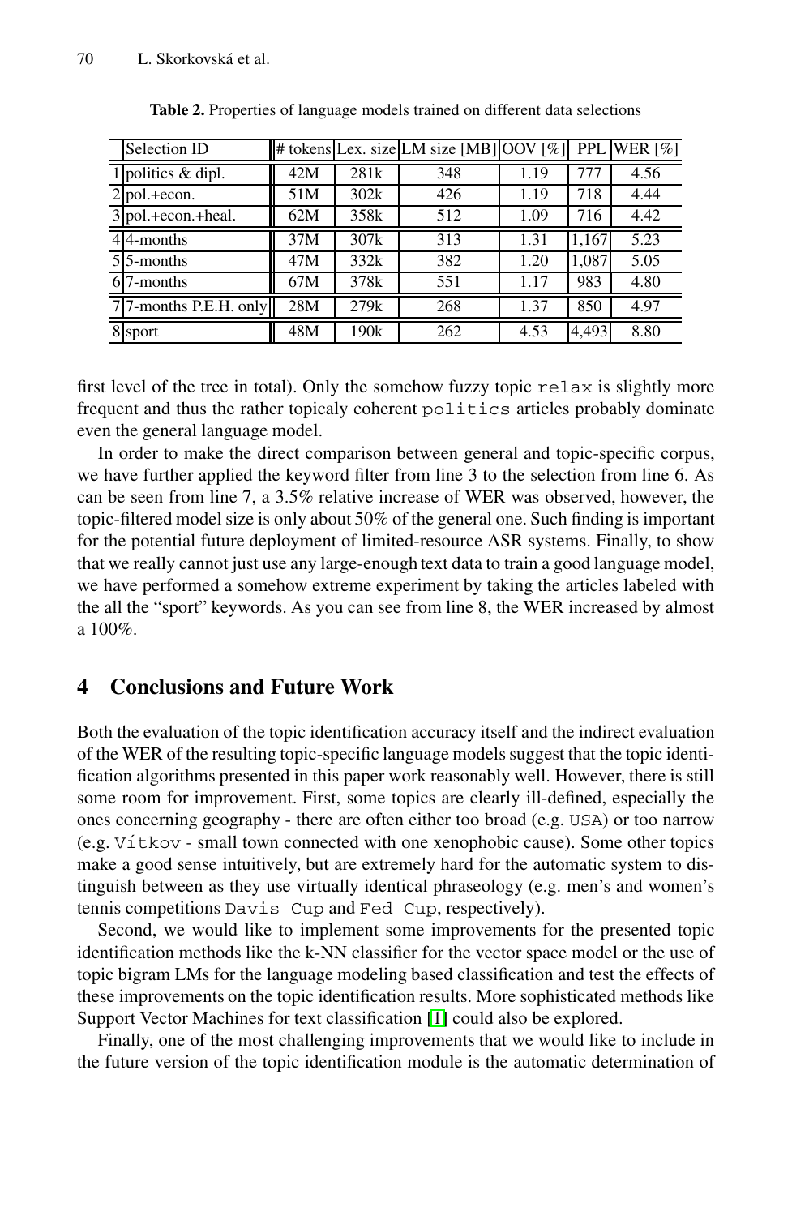**Table 2.** Properties of language models trained on different data selections

| | Selection ID | # tokens | Lex. size | LM size [MB] | OOV [%] | PPL | WER [%] |
|---|---|---|---|---|---|---|---|
| 1 | politics & dipl. | 42M | 281k | 348 | 1.19 | 777 | 4.56 |
| 2 | pol.+econ. | 51M | 302k | 426 | 1.19 | 718 | 4.44 |
| 3 | pol.+econ.+heal. | 62M | 358k | 512 | 1.09 | 716 | 4.42 |
| 4 | 4-months | 37M | 307k | 313 | 1.31 | 1,167 | 5.23 |
| 5 | 5-months | 47M | 332k | 382 | 1.20 | 1,087 | 5.05 |
| 6 | 7-months | 67M | 378k | 551 | 1.17 | 983 | 4.80 |
| 7 | 7-months P.E.H. only | 28M | 279k | 268 | 1.37 | 850 | 4.97 |
| 8 | sport | 48M | 190k | 262 | 4.53 | 4,493 | 8.80 |

first level of the tree in total). Only the somehow fuzzy topic `relax` is slightly more frequent and thus the rather topicaly coherent `politics` articles probably dominate even the general language model.

In order to make the direct comparison between general and topic-specific corpus, we have further applied the keyword filter from line 3 to the selection from line 6. As can be seen from line 7, a 3.5% relative increase of WER was observed, however, the topic-filtered model size is only about 50% of the general one. Such finding is important for the potential future deployment of limited-resource ASR systems. Finally, to show that we really cannot just use any large-enough text data to train a good language model, we have performed a somehow extreme experiment by taking the articles labeled with the all the "sport" keywords. As you can see from line 8, the WER increased by almost a 100%.

## 4 Conclusions and Future Work

Both the evaluation of the topic identification accuracy itself and the indirect evaluation of the WER of the resulting topic-specific language models suggest that the topic identification algorithms presented in this paper work reasonably well. However, there is still some room for improvement. First, some topics are clearly ill-defined, especially the ones concerning geography - there are often either too broad (e.g. `USA`) or too narrow (e.g. `Vítkov` - small town connected with one xenophobic cause). Some other topics make a good sense intuitively, but are extremely hard for the automatic system to distinguish between as they use virtually identical phraseology (e.g. men's and women's tennis competitions `Davis Cup` and `Fed Cup`, respectively).

Second, we would like to implement some improvements for the presented topic identification methods like the k-NN classifier for the vector space model or the use of topic bigram LMs for the language modeling based classification and test the effects of these improvements on the topic identification results. More sophisticated methods like Support Vector Machines for text classification [1] could also be explored.

Finally, one of the most challenging improvements that we would like to include in the future version of the topic identification module is the automatic determination of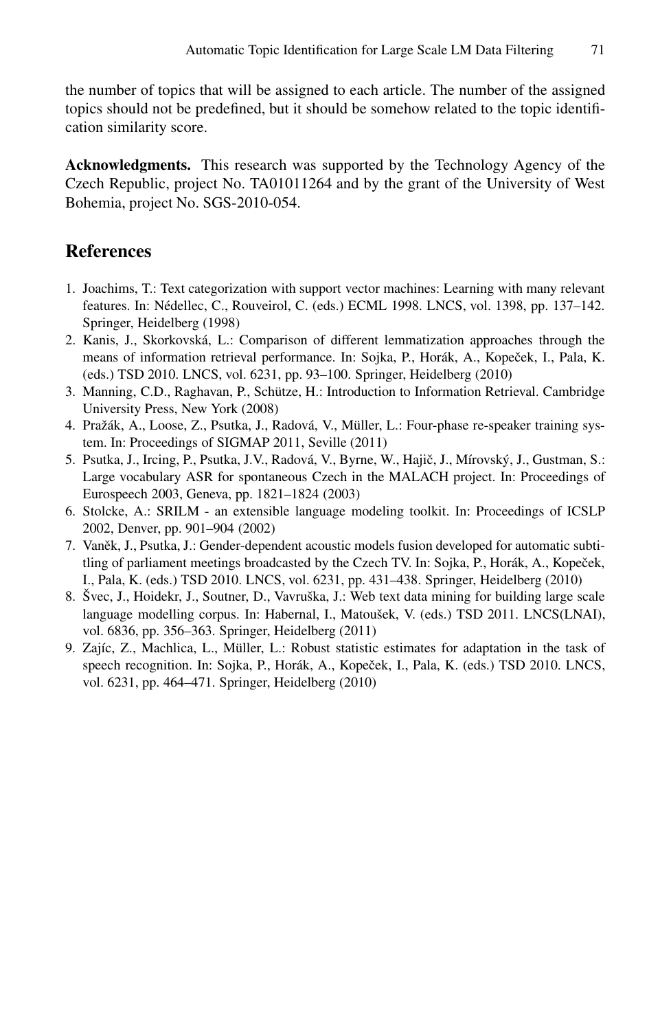the number of topics that will be assigned to each article. The number of the assigned topics should not be predefined, but it should be somehow related to the topic identification similarity score.

**Acknowledgments.** This research was supported by the Technology Agency of the Czech Republic, project No. TA01011264 and by the grant of the University of West Bohemia, project No. SGS-2010-054.

## References

1. Joachims, T.: Text categorization with support vector machines: Learning with many relevant features. In: Nédellec, C., Rouveirol, C. (eds.) ECML 1998. LNCS, vol. 1398, pp. 137–142. Springer, Heidelberg (1998)
2. Kanis, J., Skorkovská, L.: Comparison of different lemmatization approaches through the means of information retrieval performance. In: Sojka, P., Horák, A., Kopeček, I., Pala, K. (eds.) TSD 2010. LNCS, vol. 6231, pp. 93–100. Springer, Heidelberg (2010)
3. Manning, C.D., Raghavan, P., Schütze, H.: Introduction to Information Retrieval. Cambridge University Press, New York (2008)
4. Pražák, A., Loose, Z., Psutka, J., Radová, V., Müller, L.: Four-phase re-speaker training system. In: Proceedings of SIGMAP 2011, Seville (2011)
5. Psutka, J., Ircing, P., Psutka, J.V., Radová, V., Byrne, W., Hajič, J., Mírovský, J., Gustman, S.: Large vocabulary ASR for spontaneous Czech in the MALACH project. In: Proceedings of Eurospeech 2003, Geneva, pp. 1821–1824 (2003)
6. Stolcke, A.: SRILM - an extensible language modeling toolkit. In: Proceedings of ICSLP 2002, Denver, pp. 901–904 (2002)
7. Vaněk, J., Psutka, J.: Gender-dependent acoustic models fusion developed for automatic subtitling of parliament meetings broadcasted by the Czech TV. In: Sojka, P., Horák, A., Kopeček, I., Pala, K. (eds.) TSD 2010. LNCS, vol. 6231, pp. 431–438. Springer, Heidelberg (2010)
8. Švec, J., Hoidekr, J., Soutner, D., Vavruška, J.: Web text data mining for building large scale language modelling corpus. In: Habernal, I., Matoušek, V. (eds.) TSD 2011. LNCS(LNAI), vol. 6836, pp. 356–363. Springer, Heidelberg (2011)
9. Zajíc, Z., Machlica, L., Müller, L.: Robust statistic estimates for adaptation in the task of speech recognition. In: Sojka, P., Horák, A., Kopeček, I., Pala, K. (eds.) TSD 2010. LNCS, vol. 6231, pp. 464–471. Springer, Heidelberg (2010)